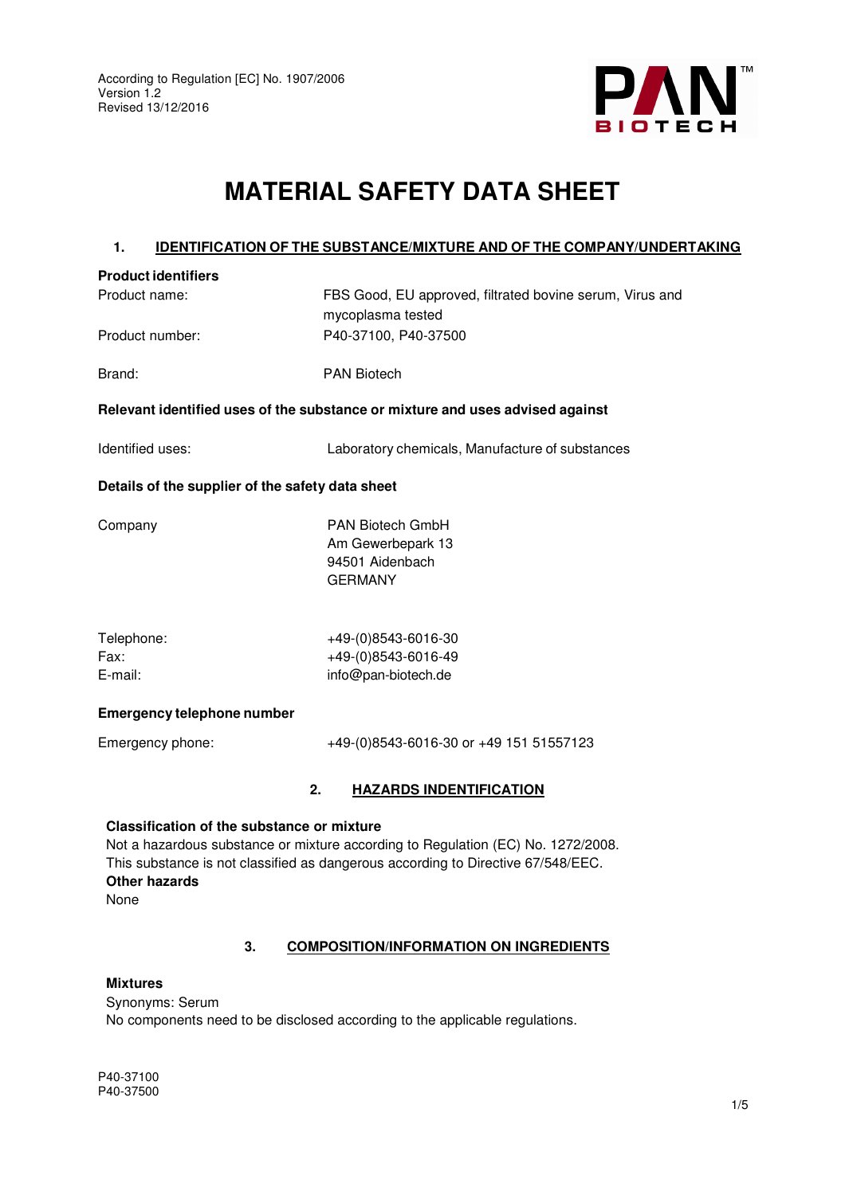According to Regulation [EC] No. 1907/2006
Version 1.2
Revised 13/12/2016

# MATERIAL SAFETY DATA SHEET

## 1. IDENTIFICATION OF THE SUBSTANCE/MIXTURE AND OF THE COMPANY/UNDERTAKING

**Product identifiers**

| | |
|---|---|
| Product name: | FBS Good, EU approved, filtrated bovine serum, Virus and mycoplasma tested |
| Product number: | P40-37100, P40-37500 |
| Brand: | PAN Biotech |

**Relevant identified uses of the substance or mixture and uses advised against**

| | |
|---|---|
| Identified uses: | Laboratory chemicals, Manufacture of substances |

**Details of the supplier of the safety data sheet**

| | |
|---|---|
| Company | PAN Biotech GmbH<br>Am Gewerbepark 13<br>94501 Aidenbach<br>GERMANY |
| Telephone: | +49-(0)8543-6016-30 |
| Fax: | +49-(0)8543-6016-49 |
| E-mail: | info@pan-biotech.de |

**Emergency telephone number**

| | |
|---|---|
| Emergency phone: | +49-(0)8543-6016-30 or +49 151 51557123 |

## 2. HAZARDS INDENTIFICATION

**Classification of the substance or mixture**
Not a hazardous substance or mixture according to Regulation (EC) No. 1272/2008.
This substance is not classified as dangerous according to Directive 67/548/EEC.
**Other hazards**
None

## 3. COMPOSITION/INFORMATION ON INGREDIENTS

**Mixtures**
Synonyms: Serum
No components need to be disclosed according to the applicable regulations.

P40-37100
P40-37500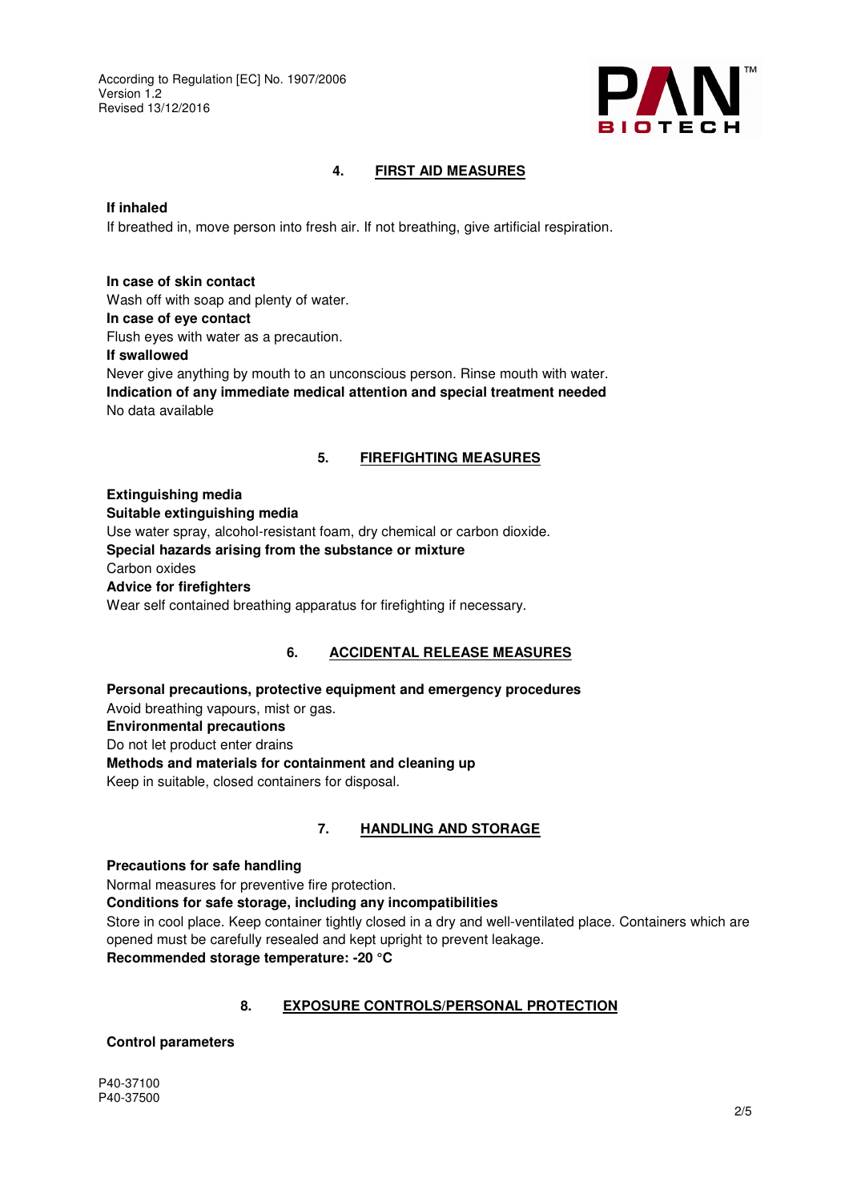## 4. FIRST AID MEASURES

**If inhaled**

If breathed in, move person into fresh air. If not breathing, give artificial respiration.

**In case of skin contact**

Wash off with soap and plenty of water.

**In case of eye contact**

Flush eyes with water as a precaution.

**If swallowed**

Never give anything by mouth to an unconscious person. Rinse mouth with water.

**Indication of any immediate medical attention and special treatment needed**

No data available

## 5. FIREFIGHTING MEASURES

**Extinguishing media**

**Suitable extinguishing media**

Use water spray, alcohol-resistant foam, dry chemical or carbon dioxide.

**Special hazards arising from the substance or mixture**

Carbon oxides

**Advice for firefighters**

Wear self contained breathing apparatus for firefighting if necessary.

## 6. ACCIDENTAL RELEASE MEASURES

**Personal precautions, protective equipment and emergency procedures**

Avoid breathing vapours, mist or gas.

**Environmental precautions**

Do not let product enter drains

**Methods and materials for containment and cleaning up**

Keep in suitable, closed containers for disposal.

## 7. HANDLING AND STORAGE

**Precautions for safe handling**

Normal measures for preventive fire protection.

**Conditions for safe storage, including any incompatibilities**

Store in cool place. Keep container tightly closed in a dry and well-ventilated place. Containers which are opened must be carefully resealed and kept upright to prevent leakage.

**Recommended storage temperature: -20 °C**

## 8. EXPOSURE CONTROLS/PERSONAL PROTECTION

**Control parameters**

P40-37100
P40-37500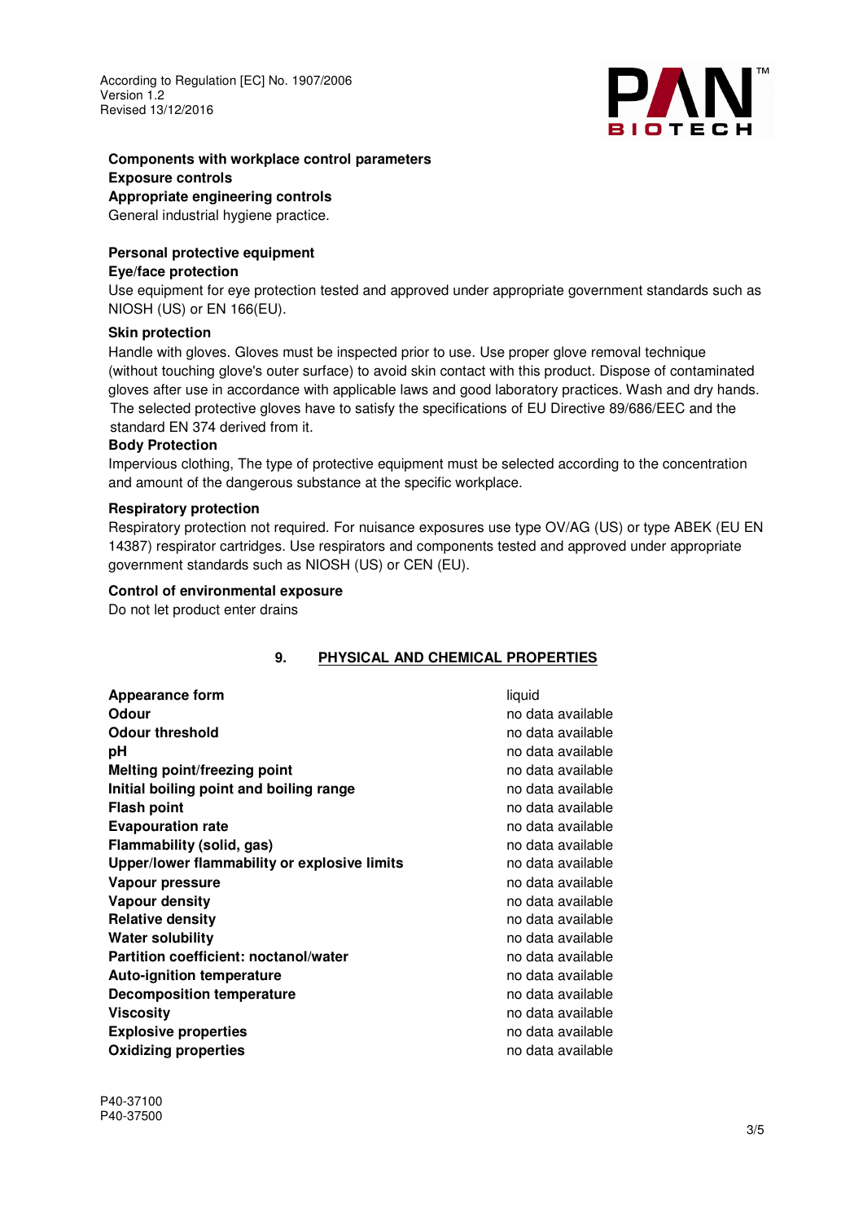**Components with workplace control parameters**

**Exposure controls**

**Appropriate engineering controls**

General industrial hygiene practice.

**Personal protective equipment**

**Eye/face protection**

Use equipment for eye protection tested and approved under appropriate government standards such as NIOSH (US) or EN 166(EU).

**Skin protection**

Handle with gloves. Gloves must be inspected prior to use. Use proper glove removal technique (without touching glove's outer surface) to avoid skin contact with this product. Dispose of contaminated gloves after use in accordance with applicable laws and good laboratory practices. Wash and dry hands. The selected protective gloves have to satisfy the specifications of EU Directive 89/686/EEC and the standard EN 374 derived from it.

**Body Protection**

Impervious clothing, The type of protective equipment must be selected according to the concentration and amount of the dangerous substance at the specific workplace.

**Respiratory protection**

Respiratory protection not required. For nuisance exposures use type OV/AG (US) or type ABEK (EU EN 14387) respirator cartridges. Use respirators and components tested and approved under appropriate government standards such as NIOSH (US) or CEN (EU).

**Control of environmental exposure**

Do not let product enter drains

## 9. PHYSICAL AND CHEMICAL PROPERTIES

| | |
|---|---|
| **Appearance form** | liquid |
| **Odour** | no data available |
| **Odour threshold** | no data available |
| **pH** | no data available |
| **Melting point/freezing point** | no data available |
| **Initial boiling point and boiling range** | no data available |
| **Flash point** | no data available |
| **Evapouration rate** | no data available |
| **Flammability (solid, gas)** | no data available |
| **Upper/lower flammability or explosive limits** | no data available |
| **Vapour pressure** | no data available |
| **Vapour density** | no data available |
| **Relative density** | no data available |
| **Water solubility** | no data available |
| **Partition coefficient: noctanol/water** | no data available |
| **Auto-ignition temperature** | no data available |
| **Decomposition temperature** | no data available |
| **Viscosity** | no data available |
| **Explosive properties** | no data available |
| **Oxidizing properties** | no data available |

P40-37100
P40-37500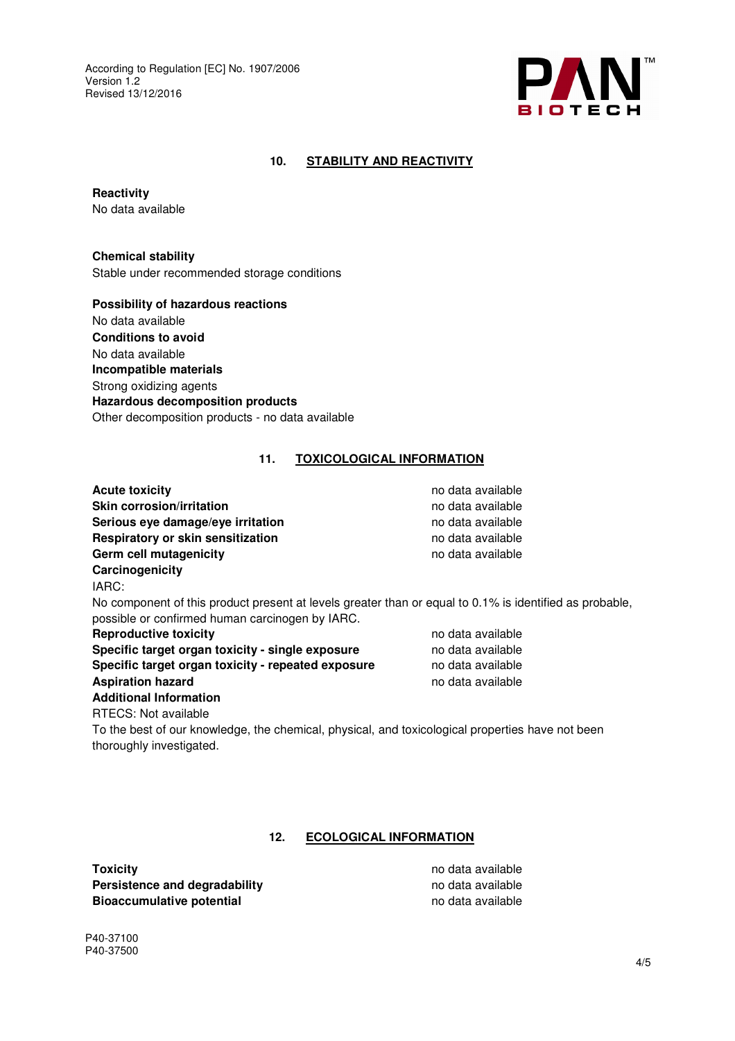## 10. STABILITY AND REACTIVITY

**Reactivity**
No data available

**Chemical stability**
Stable under recommended storage conditions

**Possibility of hazardous reactions**
No data available
**Conditions to avoid**
No data available
**Incompatible materials**
Strong oxidizing agents
**Hazardous decomposition products**
Other decomposition products - no data available

## 11. TOXICOLOGICAL INFORMATION

| | |
|---|---|
| **Acute toxicity** | no data available |
| **Skin corrosion/irritation** | no data available |
| **Serious eye damage/eye irritation** | no data available |
| **Respiratory or skin sensitization** | no data available |
| **Germ cell mutagenicity** | no data available |

**Carcinogenicity**
IARC:
No component of this product present at levels greater than or equal to 0.1% is identified as probable, possible or confirmed human carcinogen by IARC.

| | |
|---|---|
| **Reproductive toxicity** | no data available |
| **Specific target organ toxicity - single exposure** | no data available |
| **Specific target organ toxicity - repeated exposure** | no data available |
| **Aspiration hazard** | no data available |

**Additional Information**
RTECS: Not available
To the best of our knowledge, the chemical, physical, and toxicological properties have not been thoroughly investigated.

## 12. ECOLOGICAL INFORMATION

| | |
|---|---|
| **Toxicity** | no data available |
| **Persistence and degradability** | no data available |
| **Bioaccumulative potential** | no data available |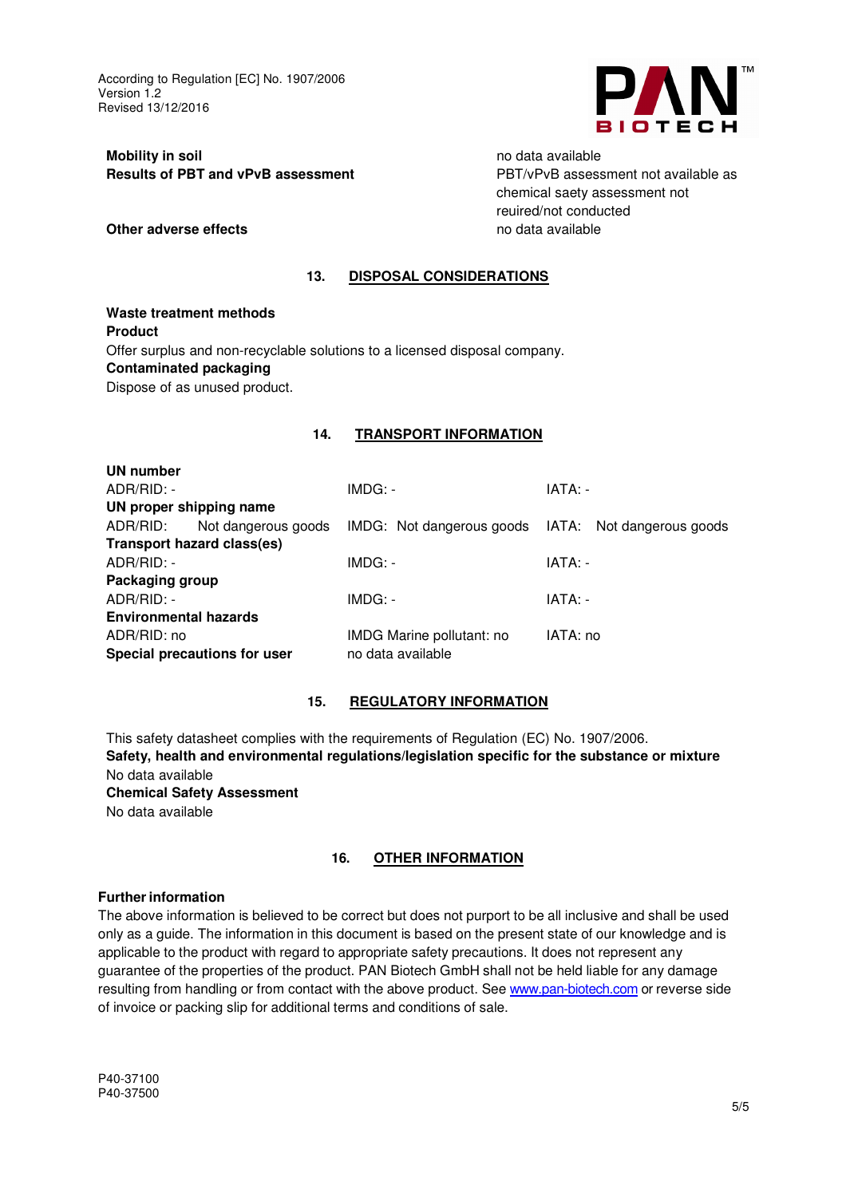| | |
|---|---|
| **Mobility in soil** | no data available |
| **Results of PBT and vPvB assessment** | PBT/vPvB assessment not available as chemical saety assessment not reuired/not conducted |
| **Other adverse effects** | no data available |

## 13. DISPOSAL CONSIDERATIONS

**Waste treatment methods**

**Product**

Offer surplus and non-recyclable solutions to a licensed disposal company.

**Contaminated packaging**

Dispose of as unused product.

## 14. TRANSPORT INFORMATION

| | | |
|---|---|---|
| **UN number** | | |
| ADR/RID: - | IMDG: - | IATA: - |
| **UN proper shipping name** | | |
| ADR/RID: Not dangerous goods | IMDG: Not dangerous goods | IATA: Not dangerous goods |
| **Transport hazard class(es)** | | |
| ADR/RID: - | IMDG: - | IATA: - |
| **Packaging group** | | |
| ADR/RID: - | IMDG: - | IATA: - |
| **Environmental hazards** | | |
| ADR/RID: no | IMDG Marine pollutant: no | IATA: no |
| **Special precautions for user** | no data available | |

## 15. REGULATORY INFORMATION

This safety datasheet complies with the requirements of Regulation (EC) No. 1907/2006.

**Safety, health and environmental regulations/legislation specific for the substance or mixture**

No data available

**Chemical Safety Assessment**

No data available

## 16. OTHER INFORMATION

**Further information**

The above information is believed to be correct but does not purport to be all inclusive and shall be used only as a guide. The information in this document is based on the present state of our knowledge and is applicable to the product with regard to appropriate safety precautions. It does not represent any guarantee of the properties of the product. PAN Biotech GmbH shall not be held liable for any damage resulting from handling or from contact with the above product. See www.pan-biotech.com or reverse side of invoice or packing slip for additional terms and conditions of sale.

P40-37100
P40-37500